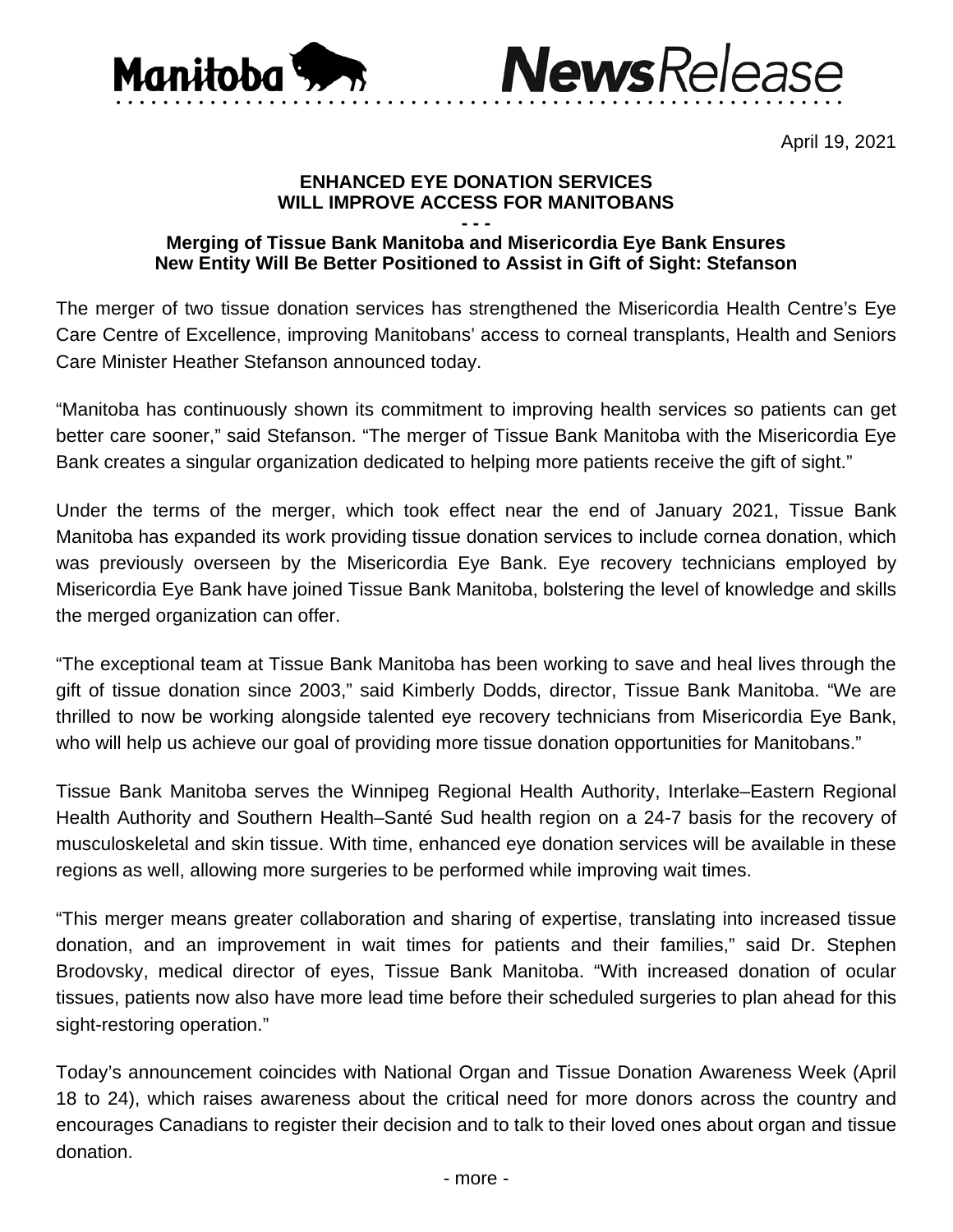Manitoba **News**Release

April 19, 2021

**ENHANCED EYE DONATION SERVICES**
**WILL IMPROVE ACCESS FOR MANITOBANS**

**- - -**

**Merging of Tissue Bank Manitoba and Misericordia Eye Bank Ensures New Entity Will Be Better Positioned to Assist in Gift of Sight: Stefanson**

The merger of two tissue donation services has strengthened the Misericordia Health Centre's Eye Care Centre of Excellence, improving Manitobans' access to corneal transplants, Health and Seniors Care Minister Heather Stefanson announced today.

"Manitoba has continuously shown its commitment to improving health services so patients can get better care sooner," said Stefanson. "The merger of Tissue Bank Manitoba with the Misericordia Eye Bank creates a singular organization dedicated to helping more patients receive the gift of sight."

Under the terms of the merger, which took effect near the end of January 2021, Tissue Bank Manitoba has expanded its work providing tissue donation services to include cornea donation, which was previously overseen by the Misericordia Eye Bank. Eye recovery technicians employed by Misericordia Eye Bank have joined Tissue Bank Manitoba, bolstering the level of knowledge and skills the merged organization can offer.

"The exceptional team at Tissue Bank Manitoba has been working to save and heal lives through the gift of tissue donation since 2003," said Kimberly Dodds, director, Tissue Bank Manitoba. "We are thrilled to now be working alongside talented eye recovery technicians from Misericordia Eye Bank, who will help us achieve our goal of providing more tissue donation opportunities for Manitobans."

Tissue Bank Manitoba serves the Winnipeg Regional Health Authority, Interlake–Eastern Regional Health Authority and Southern Health–Santé Sud health region on a 24-7 basis for the recovery of musculoskeletal and skin tissue. With time, enhanced eye donation services will be available in these regions as well, allowing more surgeries to be performed while improving wait times.

"This merger means greater collaboration and sharing of expertise, translating into increased tissue donation, and an improvement in wait times for patients and their families," said Dr. Stephen Brodovsky, medical director of eyes, Tissue Bank Manitoba. "With increased donation of ocular tissues, patients now also have more lead time before their scheduled surgeries to plan ahead for this sight-restoring operation."

Today's announcement coincides with National Organ and Tissue Donation Awareness Week (April 18 to 24), which raises awareness about the critical need for more donors across the country and encourages Canadians to register their decision and to talk to their loved ones about organ and tissue donation.

- more -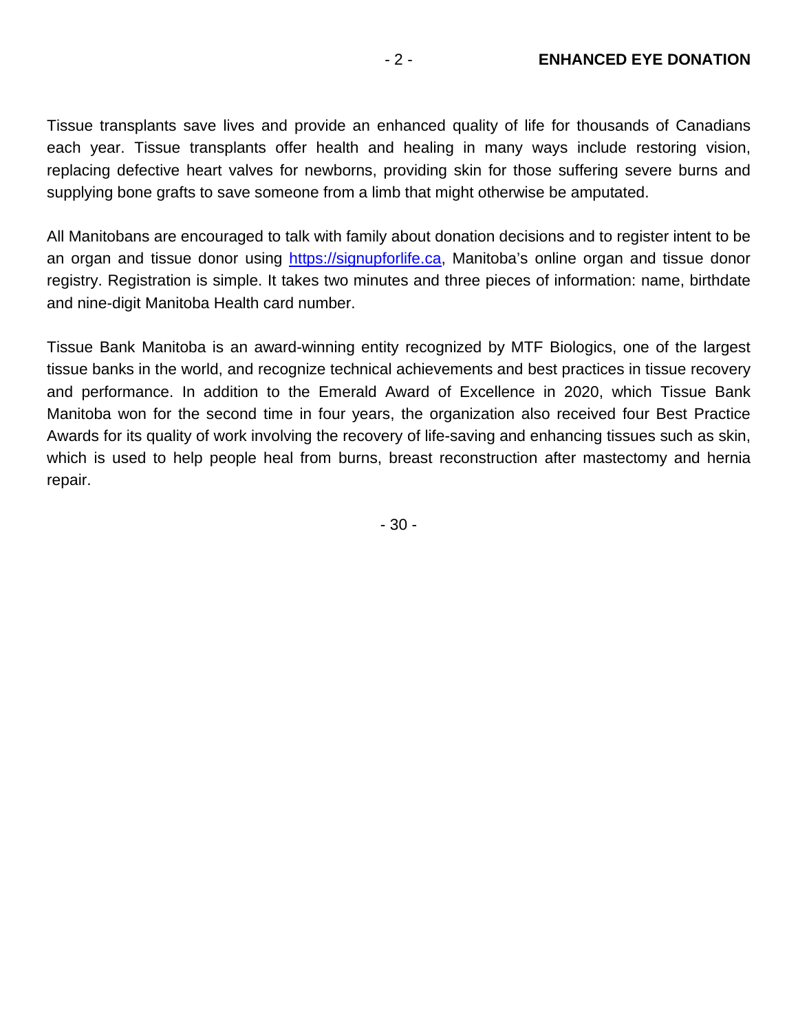Tissue transplants save lives and provide an enhanced quality of life for thousands of Canadians each year. Tissue transplants offer health and healing in many ways include restoring vision, replacing defective heart valves for newborns, providing skin for those suffering severe burns and supplying bone grafts to save someone from a limb that might otherwise be amputated.

All Manitobans are encouraged to talk with family about donation decisions and to register intent to be an organ and tissue donor using https://signupforlife.ca, Manitoba's online organ and tissue donor registry. Registration is simple. It takes two minutes and three pieces of information: name, birthdate and nine-digit Manitoba Health card number.

Tissue Bank Manitoba is an award-winning entity recognized by MTF Biologics, one of the largest tissue banks in the world, and recognize technical achievements and best practices in tissue recovery and performance. In addition to the Emerald Award of Excellence in 2020, which Tissue Bank Manitoba won for the second time in four years, the organization also received four Best Practice Awards for its quality of work involving the recovery of life-saving and enhancing tissues such as skin, which is used to help people heal from burns, breast reconstruction after mastectomy and hernia repair.

- 30 -